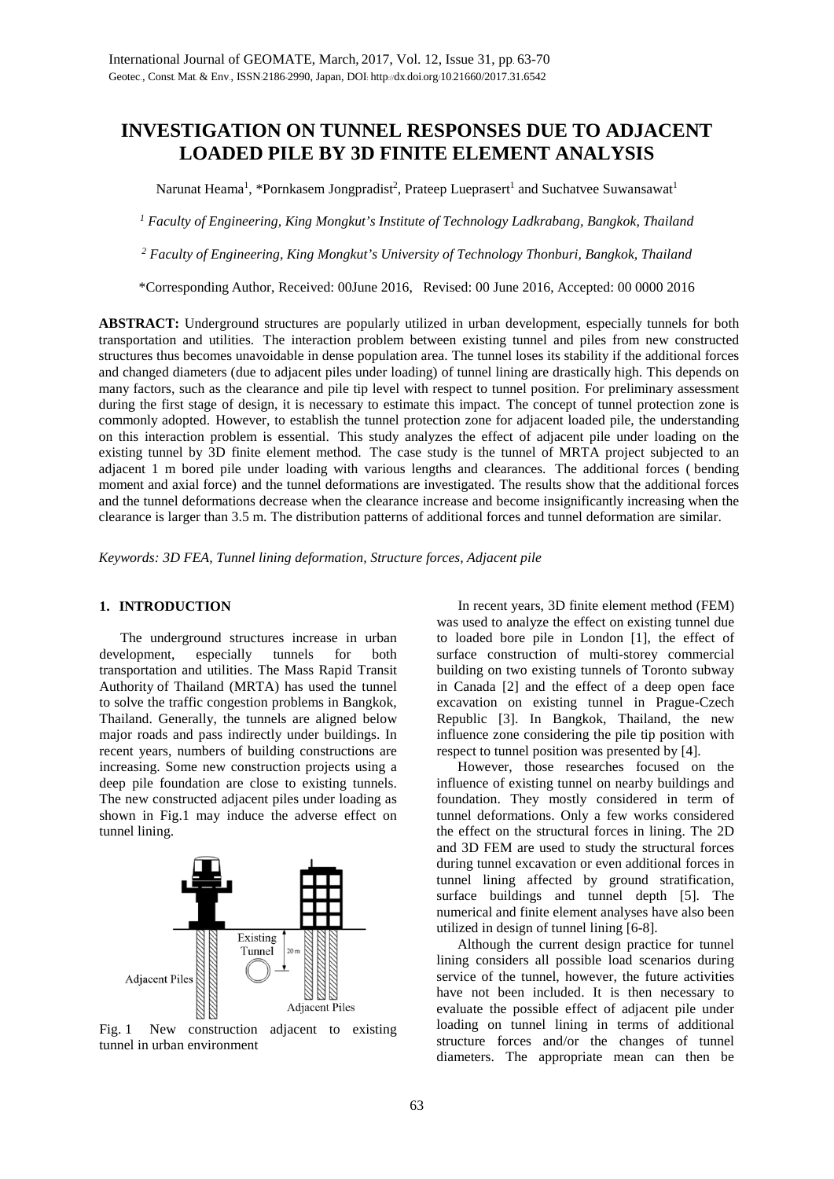# INVESTIGATION ON TUNNEL RESPONSES DUE TO ADJACENT LOADED PILE BY 3D FINITE ELEMENT ANALYSIS

Narunat Heama[1], *Pornkasem Jongpradist[2], Prateep Lueprasert[1] and Suchatvee Suwansawat[1]

[1] *Faculty of Engineering, King Mongkut's Institute of Technology Ladkrabang, Bangkok, Thailand*

[2] *Faculty of Engineering, King Mongkut's University of Technology Thonburi, Bangkok, Thailand*

*Corresponding Author, Received: 00June 2016, Revised: 00 June 2016, Accepted: 00 0000 2016

**ABSTRACT:** Underground structures are popularly utilized in urban development, especially tunnels for both transportation and utilities. The interaction problem between existing tunnel and piles from new constructed structures thus becomes unavoidable in dense population area. The tunnel loses its stability if the additional forces and changed diameters (due to adjacent piles under loading) of tunnel lining are drastically high. This depends on many factors, such as the clearance and pile tip level with respect to tunnel position. For preliminary assessment during the first stage of design, it is necessary to estimate this impact. The concept of tunnel protection zone is commonly adopted. However, to establish the tunnel protection zone for adjacent loaded pile, the understanding on this interaction problem is essential. This study analyzes the effect of adjacent pile under loading on the existing tunnel by 3D finite element method. The case study is the tunnel of MRTA project subjected to an adjacent 1 m bored pile under loading with various lengths and clearances. The additional forces ( bending moment and axial force) and the tunnel deformations are investigated. The results show that the additional forces and the tunnel deformations decrease when the clearance increase and become insignificantly increasing when the clearance is larger than 3.5 m. The distribution patterns of additional forces and tunnel deformation are similar.

*Keywords: 3D FEA, Tunnel lining deformation, Structure forces, Adjacent pile*

## 1. INTRODUCTION

The underground structures increase in urban development, especially tunnels for both transportation and utilities. The Mass Rapid Transit Authority of Thailand (MRTA) has used the tunnel to solve the traffic congestion problems in Bangkok, Thailand. Generally, the tunnels are aligned below major roads and pass indirectly under buildings. In recent years, numbers of building constructions are increasing. Some new construction projects using a deep pile foundation are close to existing tunnels. The new constructed adjacent piles under loading as shown in Fig.1 may induce the adverse effect on tunnel lining.

Fig. 1 New construction adjacent to existing tunnel in urban environment

In recent years, 3D finite element method (FEM) was used to analyze the effect on existing tunnel due to loaded bore pile in London [1], the effect of surface construction of multi-storey commercial building on two existing tunnels of Toronto subway in Canada [2] and the effect of a deep open face excavation on existing tunnel in Prague-Czech Republic [3]. In Bangkok, Thailand, the new influence zone considering the pile tip position with respect to tunnel position was presented by [4].

However, those researches focused on the influence of existing tunnel on nearby buildings and foundation. They mostly considered in term of tunnel deformations. Only a few works considered the effect on the structural forces in lining. The 2D and 3D FEM are used to study the structural forces during tunnel excavation or even additional forces in tunnel lining affected by ground stratification, surface buildings and tunnel depth [5]. The numerical and finite element analyses have also been utilized in design of tunnel lining [6-8].

Although the current design practice for tunnel lining considers all possible load scenarios during service of the tunnel, however, the future activities have not been included. It is then necessary to evaluate the possible effect of adjacent pile under loading on tunnel lining in terms of additional structure forces and/or the changes of tunnel diameters. The appropriate mean can then be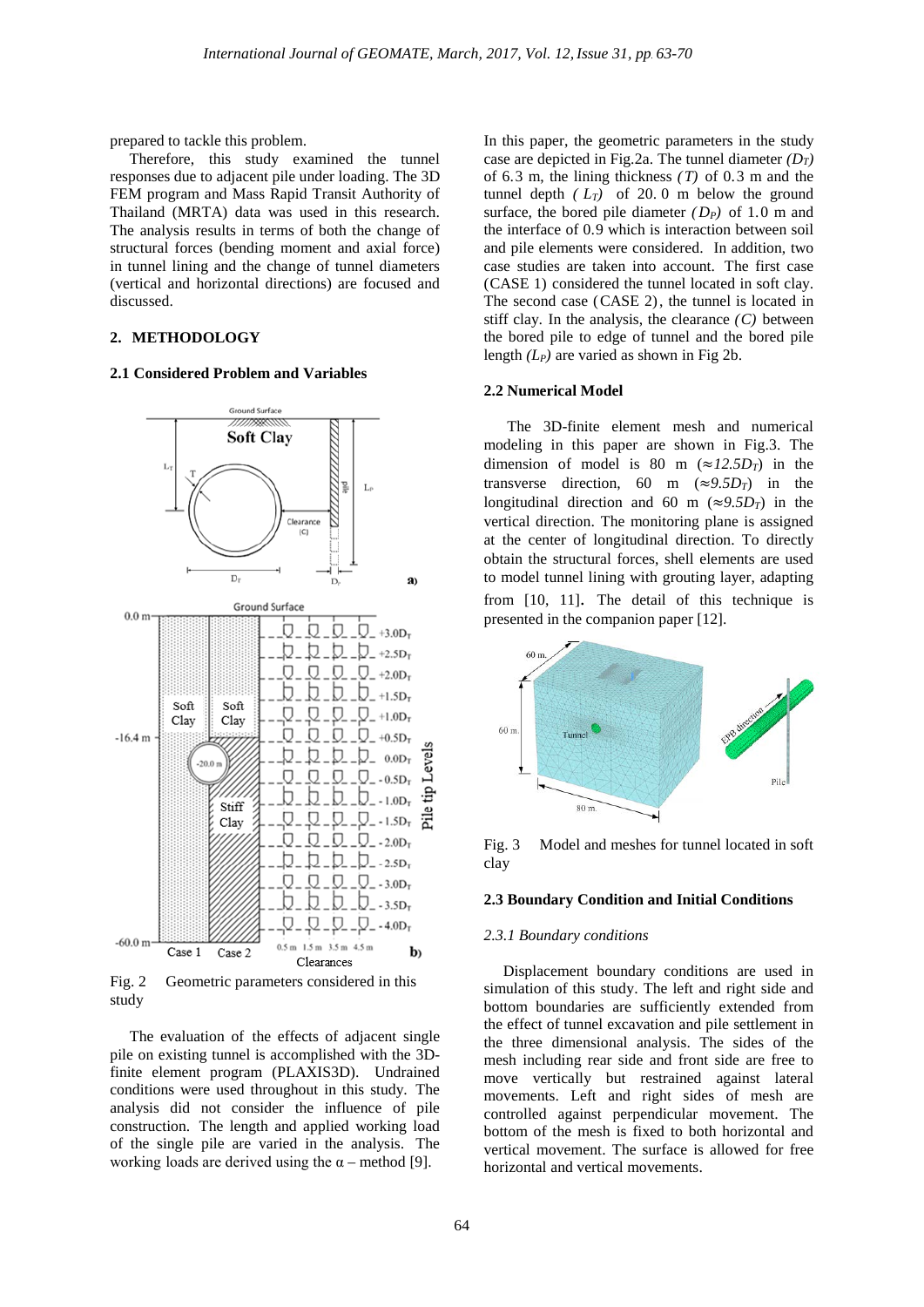prepared to tackle this problem.

Therefore, this study examined the tunnel responses due to adjacent pile under loading. The 3D FEM program and Mass Rapid Transit Authority of Thailand (MRTA) data was used in this research. The analysis results in terms of both the change of structural forces (bending moment and axial force) in tunnel lining and the change of tunnel diameters (vertical and horizontal directions) are focused and discussed.

## 2. METHODOLOGY

### 2.1 Considered Problem and Variables

Fig. 2 Geometric parameters considered in this study

The evaluation of the effects of adjacent single pile on existing tunnel is accomplished with the 3D-finite element program (PLAXIS3D). Undrained conditions were used throughout in this study. The analysis did not consider the influence of pile construction. The length and applied working load of the single pile are varied in the analysis. The working loads are derived using the α – method [9].

In this paper, the geometric parameters in the study case are depicted in Fig.2a. The tunnel diameter *($D_T$)* of 6.3 m, the lining thickness *(T)* of 0.3 m and the tunnel depth *($L_T$)* of 20.0 m below the ground surface, the bored pile diameter *($D_P$)* of 1.0 m and the interface of 0.9 which is interaction between soil and pile elements were considered. In addition, two case studies are taken into account. The first case (CASE 1) considered the tunnel located in soft clay. The second case (CASE 2), the tunnel is located in stiff clay. In the analysis, the clearance *(C)* between the bored pile to edge of tunnel and the bored pile length *($L_P$)* are varied as shown in Fig 2b.

### 2.2 Numerical Model

The 3D-finite element mesh and numerical modeling in this paper are shown in Fig.3. The dimension of model is 80 m (≈$12.5D_T$) in the transverse direction, 60 m (≈$9.5D_T$) in the longitudinal direction and 60 m (≈$9.5D_T$) in the vertical direction. The monitoring plane is assigned at the center of longitudinal direction. To directly obtain the structural forces, shell elements are used to model tunnel lining with grouting layer, adapting from [10, 11]. The detail of this technique is presented in the companion paper [12].

Fig. 3 Model and meshes for tunnel located in soft clay

### 2.3 Boundary Condition and Initial Conditions

#### *2.3.1 Boundary conditions*

Displacement boundary conditions are used in simulation of this study. The left and right side and bottom boundaries are sufficiently extended from the effect of tunnel excavation and pile settlement in the three dimensional analysis. The sides of the mesh including rear side and front side are free to move vertically but restrained against lateral movements. Left and right sides of mesh are controlled against perpendicular movement. The bottom of the mesh is fixed to both horizontal and vertical movement. The surface is allowed for free horizontal and vertical movements.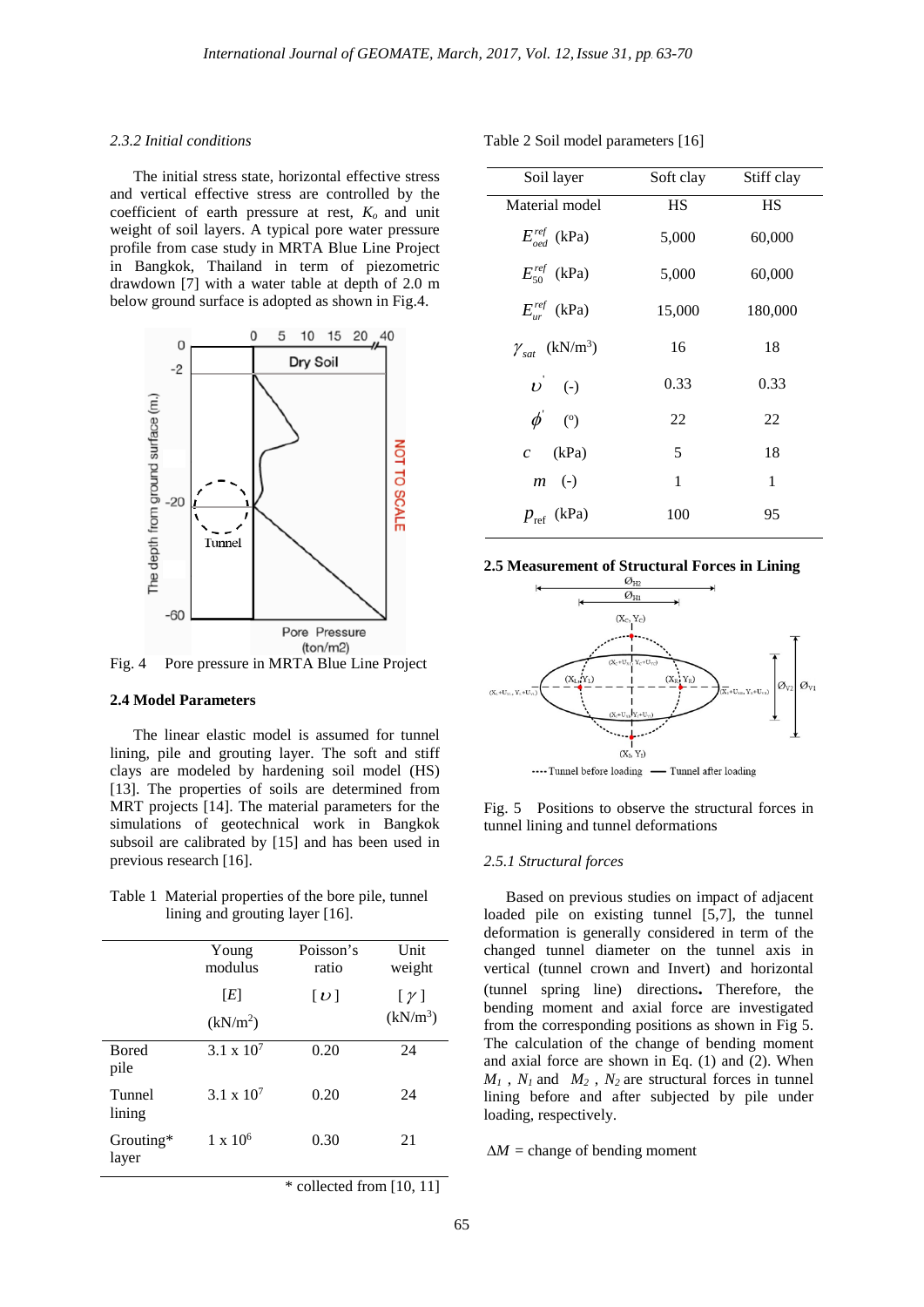### 2.3.2 Initial conditions

The initial stress state, horizontal effective stress and vertical effective stress are controlled by the coefficient of earth pressure at rest, $K_o$ and unit weight of soil layers. A typical pore water pressure profile from case study in MRTA Blue Line Project in Bangkok, Thailand in term of piezometric drawdown [7] with a water table at depth of 2.0 m below ground surface is adopted as shown in Fig.4.

Fig. 4 Pore pressure in MRTA Blue Line Project

## 2.4 Model Parameters

The linear elastic model is assumed for tunnel lining, pile and grouting layer. The soft and stiff clays are modeled by hardening soil model (HS) [13]. The properties of soils are determined from MRT projects [14]. The material parameters for the simulations of geotechnical work in Bangkok subsoil are calibrated by [15] and has been used in previous research [16].

Table 1 Material properties of the bore pile, tunnel lining and grouting layer [16].

| | Young modulus [$E$] (kN/m$^2$) | Poisson's ratio [$\upsilon$] | Unit weight [$\gamma$] (kN/m$^3$) |
|---|---|---|---|
| Bored pile | 3.1 x $10^7$ | 0.20 | 24 |
| Tunnel lining | 3.1 x $10^7$ | 0.20 | 24 |
| Grouting* layer | 1 x $10^6$ | 0.30 | 21 |

\* collected from [10, 11]

Table 2 Soil model parameters [16]

| Soil layer | Soft clay | Stiff clay |
|---|---|---|
| Material model | HS | HS |
| $E_{oed}^{ref}$ (kPa) | 5,000 | 60,000 |
| $E_{50}^{ref}$ (kPa) | 5,000 | 60,000 |
| $E_{ur}^{ref}$ (kPa) | 15,000 | 180,000 |
| $\gamma_{sat}$ (kN/m$^3$) | 16 | 18 |
| $\upsilon'$ (-) | 0.33 | 0.33 |
| $\phi'$ (°) | 22 | 22 |
| $c$ (kPa) | 5 | 18 |
| $m$ (-) | 1 | 1 |
| $p_{ref}$ (kPa) | 100 | 95 |

## 2.5 Measurement of Structural Forces in Lining

Fig. 5 Positions to observe the structural forces in tunnel lining and tunnel deformations

### 2.5.1 Structural forces

Based on previous studies on impact of adjacent loaded pile on existing tunnel [5,7], the tunnel deformation is generally considered in term of the changed tunnel diameter on the tunnel axis in vertical (tunnel crown and Invert) and horizontal (tunnel spring line) directions**.** Therefore, the bending moment and axial force are investigated from the corresponding positions as shown in Fig 5. The calculation of the change of bending moment and axial force are shown in Eq. (1) and (2). When $M_1$ , $N_1$ and $M_2$ , $N_2$ are structural forces in tunnel lining before and after subjected by pile under loading, respectively.

$\Delta M$ = change of bending moment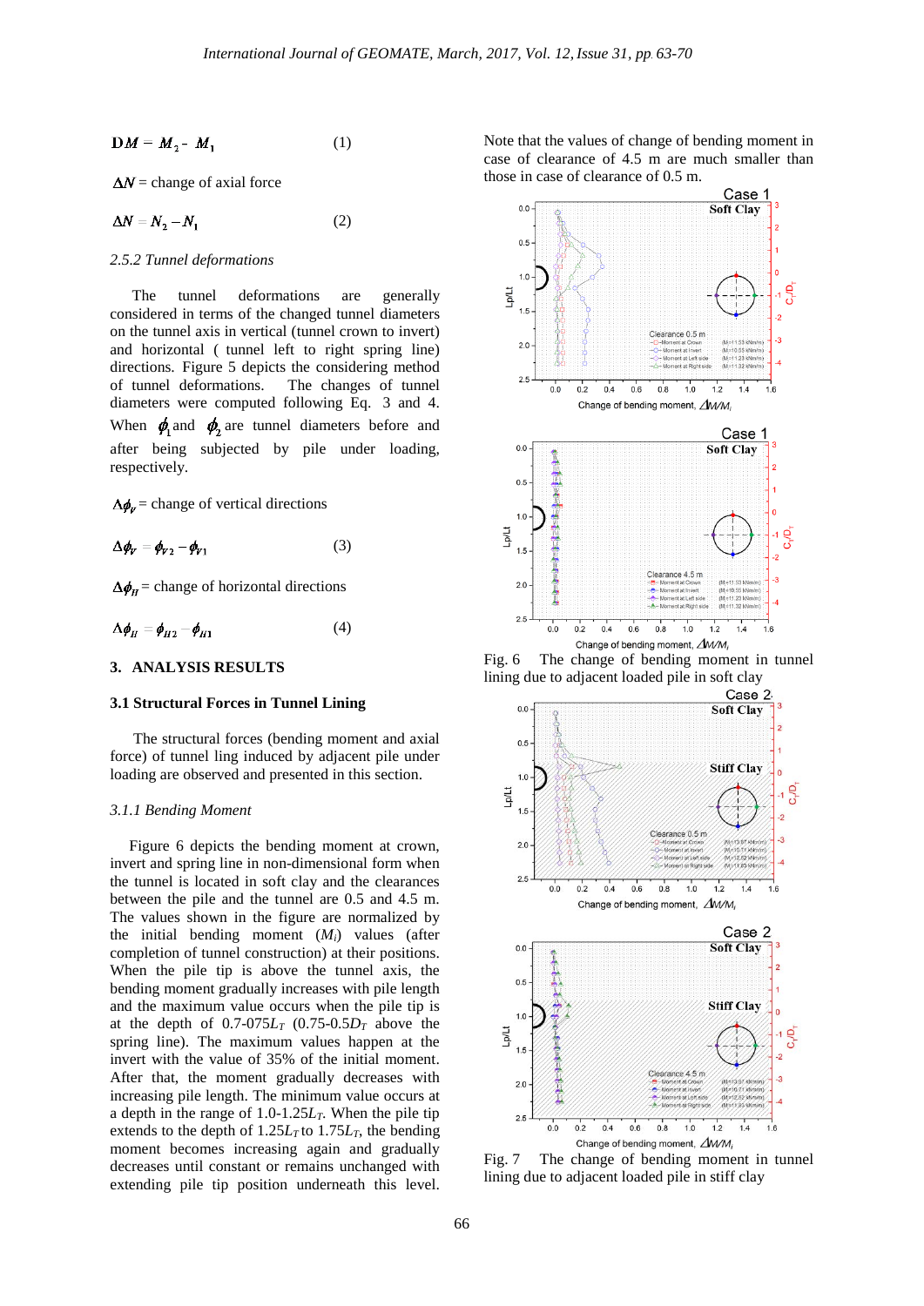$$DM = M_2 - M_1 \quad (1)$$

$\Delta N$ = change of axial force

$$\Delta N = N_2 - N_1 \quad (2)$$

*2.5.2 Tunnel deformations*

The tunnel deformations are generally considered in terms of the changed tunnel diameters on the tunnel axis in vertical (tunnel crown to invert) and horizontal ( tunnel left to right spring line) directions. Figure 5 depicts the considering method of tunnel deformations. The changes of tunnel diameters were computed following Eq. 3 and 4. When $\phi_1$ and $\phi_2$ are tunnel diameters before and after being subjected by pile under loading, respectively.

$\Delta\phi_V$ = change of vertical directions

$$\Delta\phi_V = \phi_{V2} - \phi_{V1} \quad (3)$$

$\Delta\phi_H$ = change of horizontal directions

$$\Delta\phi_H = \phi_{H2} - \phi_{H1} \quad (4)$$

## 3. ANALYSIS RESULTS

### 3.1 Structural Forces in Tunnel Lining

The structural forces (bending moment and axial force) of tunnel ling induced by adjacent pile under loading are observed and presented in this section.

*3.1.1 Bending Moment*

Figure 6 depicts the bending moment at crown, invert and spring line in non-dimensional form when the tunnel is located in soft clay and the clearances between the pile and the tunnel are 0.5 and 4.5 m. The values shown in the figure are normalized by the initial bending moment ($M_i$) values (after completion of tunnel construction) at their positions. When the pile tip is above the tunnel axis, the bending moment gradually increases with pile length and the maximum value occurs when the pile tip is at the depth of 0.7-075$L_T$ (0.75-0.5$D_T$ above the spring line). The maximum values happen at the invert with the value of 35% of the initial moment. After that, the moment gradually decreases with increasing pile length. The minimum value occurs at a depth in the range of 1.0-1.25$L_T$. When the pile tip extends to the depth of 1.25$L_T$ to 1.75$L_T$, the bending moment becomes increasing again and gradually decreases until constant or remains unchanged with extending pile tip position underneath this level.

Note that the values of change of bending moment in case of clearance of 4.5 m are much smaller than those in case of clearance of 0.5 m.

Fig. 6 The change of bending moment in tunnel lining due to adjacent loaded pile in soft clay

Fig. 7 The change of bending moment in tunnel lining due to adjacent loaded pile in stiff clay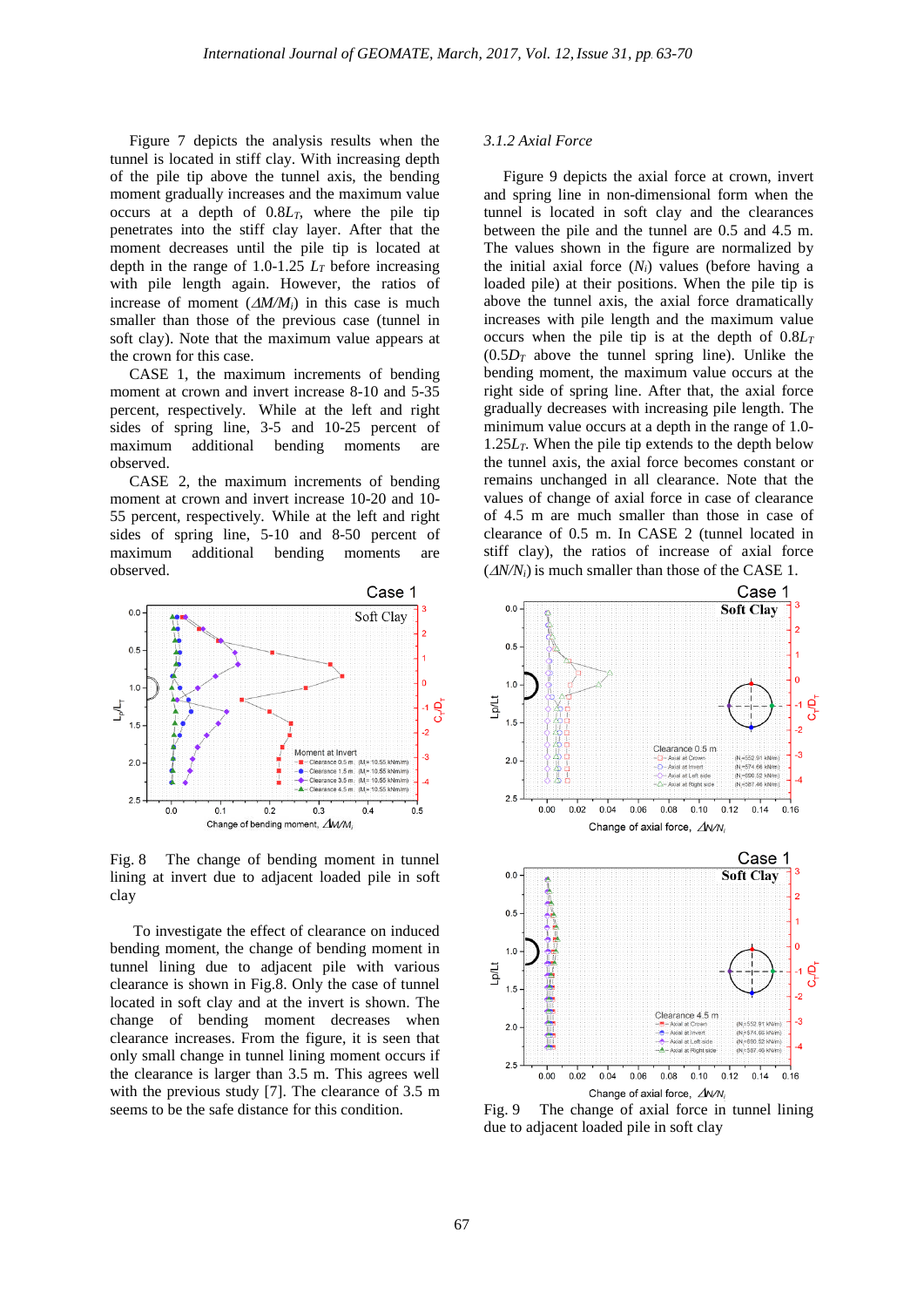Figure 7 depicts the analysis results when the tunnel is located in stiff clay. With increasing depth of the pile tip above the tunnel axis, the bending moment gradually increases and the maximum value occurs at a depth of $0.8L_T$, where the pile tip penetrates into the stiff clay layer. After that the moment decreases until the pile tip is located at depth in the range of 1.0-1.25 $L_T$ before increasing with pile length again. However, the ratios of increase of moment ($\Delta M/M_i$) in this case is much smaller than those of the previous case (tunnel in soft clay). Note that the maximum value appears at the crown for this case.

CASE 1, the maximum increments of bending moment at crown and invert increase 8-10 and 5-35 percent, respectively. While at the left and right sides of spring line, 3-5 and 10-25 percent of maximum additional bending moments are observed.

CASE 2, the maximum increments of bending moment at crown and invert increase 10-20 and 10-55 percent, respectively. While at the left and right sides of spring line, 5-10 and 8-50 percent of maximum additional bending moments are observed.

Fig. 8 The change of bending moment in tunnel lining at invert due to adjacent loaded pile in soft clay

To investigate the effect of clearance on induced bending moment, the change of bending moment in tunnel lining due to adjacent pile with various clearance is shown in Fig.8. Only the case of tunnel located in soft clay and at the invert is shown. The change of bending moment decreases when clearance increases. From the figure, it is seen that only small change in tunnel lining moment occurs if the clearance is larger than 3.5 m. This agrees well with the previous study [7]. The clearance of 3.5 m seems to be the safe distance for this condition.

### 3.1.2 Axial Force

Figure 9 depicts the axial force at crown, invert and spring line in non-dimensional form when the tunnel is located in soft clay and the clearances between the pile and the tunnel are 0.5 and 4.5 m. The values shown in the figure are normalized by the initial axial force ($N_i$) values (before having a loaded pile) at their positions. When the pile tip is above the tunnel axis, the axial force dramatically increases with pile length and the maximum value occurs when the pile tip is at the depth of $0.8L_T$ ($0.5D_T$ above the tunnel spring line). Unlike the bending moment, the maximum value occurs at the right side of spring line. After that, the axial force gradually decreases with increasing pile length. The minimum value occurs at a depth in the range of 1.0-$1.25L_T$. When the pile tip extends to the depth below the tunnel axis, the axial force becomes constant or remains unchanged in all clearance. Note that the values of change of axial force in case of clearance of 4.5 m are much smaller than those in case of clearance of 0.5 m. In CASE 2 (tunnel located in stiff clay), the ratios of increase of axial force ($\Delta N/N_i$) is much smaller than those of the CASE 1.

Fig. 9 The change of axial force in tunnel lining due to adjacent loaded pile in soft clay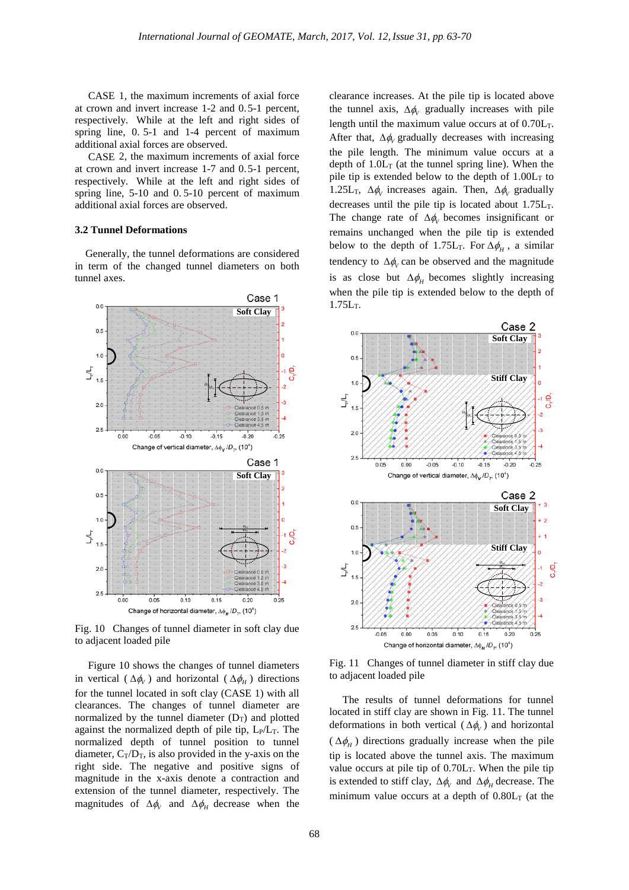CASE 1, the maximum increments of axial force at crown and invert increase 1-2 and 0.5-1 percent, respectively. While at the left and right sides of spring line, 0. 5-1 and 1-4 percent of maximum additional axial forces are observed.

CASE 2, the maximum increments of axial force at crown and invert increase 1-7 and 0.5-1 percent, respectively. While at the left and right sides of spring line, 5-10 and 0. 5-10 percent of maximum additional axial forces are observed.

### 3.2 Tunnel Deformations

Generally, the tunnel deformations are considered in term of the changed tunnel diameters on both tunnel axes.

Fig. 10 Changes of tunnel diameter in soft clay due to adjacent loaded pile

Figure 10 shows the changes of tunnel diameters in vertical ( $\Delta\phi_V$ ) and horizontal ( $\Delta\phi_H$ ) directions for the tunnel located in soft clay (CASE 1) with all clearances. The changes of tunnel diameter are normalized by the tunnel diameter ($D_T$) and plotted against the normalized depth of pile tip, $L_P/L_T$. The normalized depth of tunnel position to tunnel diameter, $C_T/D_T$, is also provided in the y-axis on the right side. The negative and positive signs of magnitude in the x-axis denote a contraction and extension of the tunnel diameter, respectively. The magnitudes of $\Delta\phi_V$ and $\Delta\phi_H$ decrease when the clearance increases. At the pile tip is located above the tunnel axis, $\Delta\phi_V$ gradually increases with pile length until the maximum value occurs at of $0.70L_T$. After that, $\Delta\phi_V$ gradually decreases with increasing the pile length. The minimum value occurs at a depth of $1.0L_T$ (at the tunnel spring line). When the pile tip is extended below to the depth of $1.00L_T$ to $1.25L_T$, $\Delta\phi_V$ increases again. Then, $\Delta\phi_V$ gradually decreases until the pile tip is located about $1.75L_T$. The change rate of $\Delta\phi_V$ becomes insignificant or remains unchanged when the pile tip is extended below to the depth of $1.75L_T$. For $\Delta\phi_H$ , a similar tendency to $\Delta\phi_V$ can be observed and the magnitude is as close but $\Delta\phi_H$ becomes slightly increasing when the pile tip is extended below to the depth of $1.75L_T$.

Fig. 11 Changes of tunnel diameter in stiff clay due to adjacent loaded pile

The results of tunnel deformations for tunnel located in stiff clay are shown in Fig. 11. The tunnel deformations in both vertical ( $\Delta\phi_V$ ) and horizontal ( $\Delta\phi_H$ ) directions gradually increase when the pile tip is located above the tunnel axis. The maximum value occurs at pile tip of $0.70L_T$. When the pile tip is extended to stiff clay, $\Delta\phi_V$ and $\Delta\phi_H$ decrease. The minimum value occurs at a depth of $0.80L_T$ (at the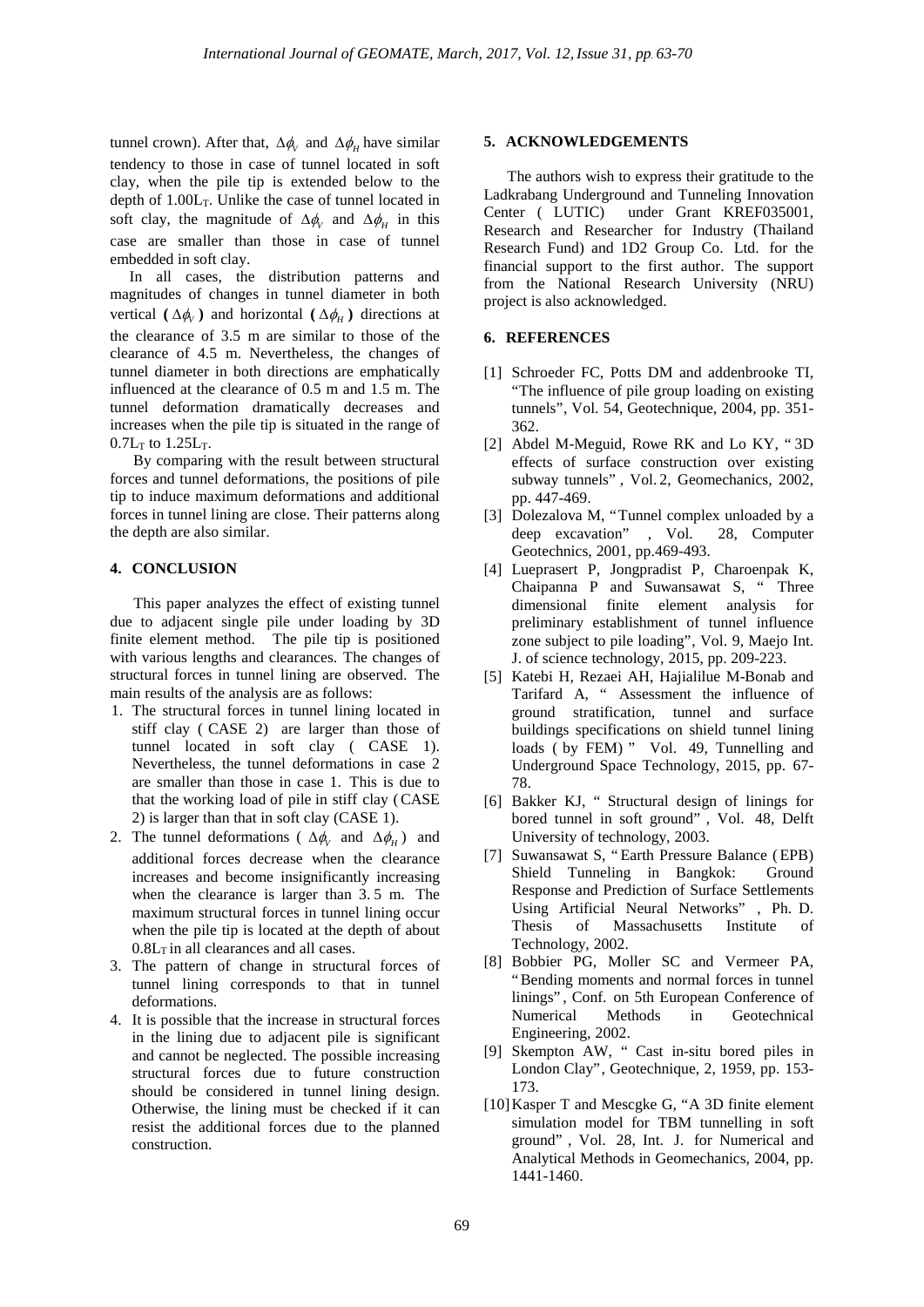tunnel crown). After that, $\Delta\phi_V$ and $\Delta\phi_H$ have similar tendency to those in case of tunnel located in soft clay, when the pile tip is extended below to the depth of $1.00L_T$. Unlike the case of tunnel located in soft clay, the magnitude of $\Delta\phi_V$ and $\Delta\phi_H$ in this case are smaller than those in case of tunnel embedded in soft clay.

In all cases, the distribution patterns and magnitudes of changes in tunnel diameter in both vertical ($\Delta\phi_V$) and horizontal ($\Delta\phi_H$) directions at the clearance of 3.5 m are similar to those of the clearance of 4.5 m. Nevertheless, the changes of tunnel diameter in both directions are emphatically influenced at the clearance of 0.5 m and 1.5 m. The tunnel deformation dramatically decreases and increases when the pile tip is situated in the range of $0.7L_T$ to $1.25L_T$.

By comparing with the result between structural forces and tunnel deformations, the positions of pile tip to induce maximum deformations and additional forces in tunnel lining are close. Their patterns along the depth are also similar.

## 4. CONCLUSION

This paper analyzes the effect of existing tunnel due to adjacent single pile under loading by 3D finite element method. The pile tip is positioned with various lengths and clearances. The changes of structural forces in tunnel lining are observed. The main results of the analysis are as follows:

1. The structural forces in tunnel lining located in stiff clay (CASE 2) are larger than those of tunnel located in soft clay (CASE 1). Nevertheless, the tunnel deformations in case 2 are smaller than those in case 1. This is due to that the working load of pile in stiff clay (CASE 2) is larger than that in soft clay (CASE 1).
2. The tunnel deformations ($\Delta\phi_V$ and $\Delta\phi_H$) and additional forces decrease when the clearance increases and become insignificantly increasing when the clearance is larger than 3.5 m. The maximum structural forces in tunnel lining occur when the pile tip is located at the depth of about $0.8L_T$ in all clearances and all cases.
3. The pattern of change in structural forces of tunnel lining corresponds to that in tunnel deformations.
4. It is possible that the increase in structural forces in the lining due to adjacent pile is significant and cannot be neglected. The possible increasing structural forces due to future construction should be considered in tunnel lining design. Otherwise, the lining must be checked if it can resist the additional forces due to the planned construction.

## 5. ACKNOWLEDGEMENTS

The authors wish to express their gratitude to the Ladkrabang Underground and Tunneling Innovation Center (LUTIC) under Grant KREF035001, Research and Researcher for Industry (Thailand Research Fund) and 1D2 Group Co. Ltd. for the financial support to the first author. The support from the National Research University (NRU) project is also acknowledged.

## 6. REFERENCES

[1] Schroeder FC, Potts DM and addenbrooke TI, "The influence of pile group loading on existing tunnels", Vol. 54, Geotechnique, 2004, pp. 351-362.

[2] Abdel M-Meguid, Rowe RK and Lo KY, "3D effects of surface construction over existing subway tunnels", Vol. 2, Geomechanics, 2002, pp. 447-469.

[3] Dolezalova M, "Tunnel complex unloaded by a deep excavation", Vol. 28, Computer Geotechnics, 2001, pp.469-493.

[4] Lueprasert P, Jongpradist P, Charoenpak K, Chaipanna P and Suwansawat S, "Three dimensional finite element analysis for preliminary establishment of tunnel influence zone subject to pile loading", Vol. 9, Maejo Int. J. of science technology, 2015, pp. 209-223.

[5] Katebi H, Rezaei AH, Hajialilue M-Bonab and Tarifard A, "Assessment the influence of ground stratification, tunnel and surface buildings specifications on shield tunnel lining loads (by FEM)" Vol. 49, Tunnelling and Underground Space Technology, 2015, pp. 67-78.

[6] Bakker KJ, "Structural design of linings for bored tunnel in soft ground", Vol. 48, Delft University of technology, 2003.

[7] Suwansawat S, "Earth Pressure Balance (EPB) Shield Tunneling in Bangkok: Ground Response and Prediction of Surface Settlements Using Artificial Neural Networks", Ph. D. Thesis of Massachusetts Institute of Technology, 2002.

[8] Bobbier PG, Moller SC and Vermeer PA, "Bending moments and normal forces in tunnel linings", Conf. on 5th European Conference of Numerical Methods in Geotechnical Engineering, 2002.

[9] Skempton AW, "Cast in-situ bored piles in London Clay", Geotechnique, 2, 1959, pp. 153-173.

[10] Kasper T and Mescgke G, "A 3D finite element simulation model for TBM tunnelling in soft ground", Vol. 28, Int. J. for Numerical and Analytical Methods in Geomechanics, 2004, pp. 1441-1460.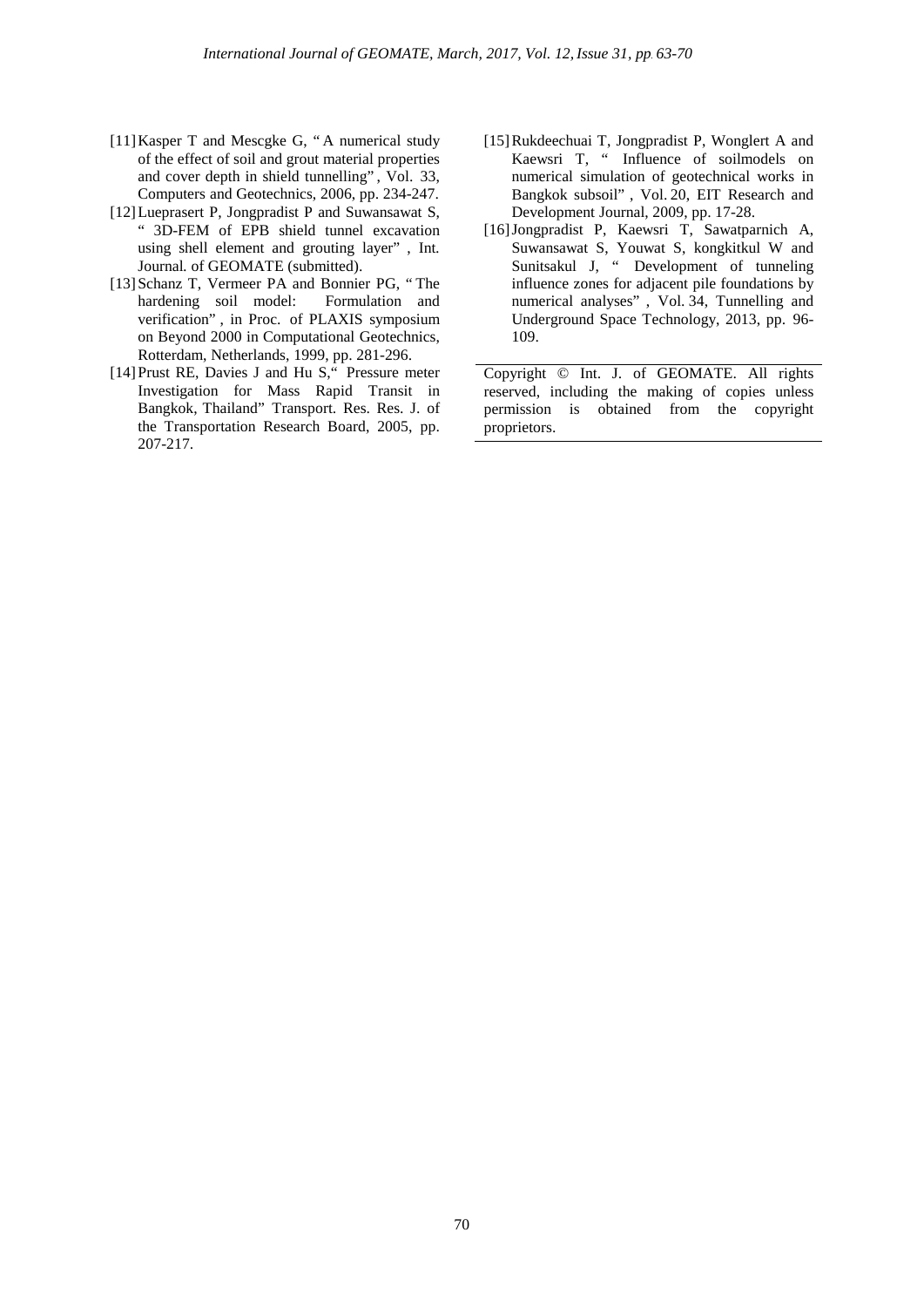[11] Kasper T and Mescgke G, " A numerical study of the effect of soil and grout material properties and cover depth in shield tunnelling" , Vol. 33, Computers and Geotechnics, 2006, pp. 234-247.

[12] Lueprasert P, Jongpradist P and Suwansawat S, " 3D-FEM of EPB shield tunnel excavation using shell element and grouting layer" , Int. Journal. of GEOMATE (submitted).

[13] Schanz T, Vermeer PA and Bonnier PG, " The hardening soil model: Formulation and verification" , in Proc. of PLAXIS symposium on Beyond 2000 in Computational Geotechnics, Rotterdam, Netherlands, 1999, pp. 281-296.

[14] Prust RE, Davies J and Hu S," Pressure meter Investigation for Mass Rapid Transit in Bangkok, Thailand" Transport. Res. Res. J. of the Transportation Research Board, 2005, pp. 207-217.

[15] Rukdeechuai T, Jongpradist P, Wonglert A and Kaewsri T, " Influence of soilmodels on numerical simulation of geotechnical works in Bangkok subsoil" , Vol. 20, EIT Research and Development Journal, 2009, pp. 17-28.

[16] Jongpradist P, Kaewsri T, Sawatparnich A, Suwansawat S, Youwat S, kongkitkul W and Sunitsakul J, " Development of tunneling influence zones for adjacent pile foundations by numerical analyses" , Vol. 34, Tunnelling and Underground Space Technology, 2013, pp. 96-109.

---

Copyright © Int. J. of GEOMATE. All rights reserved, including the making of copies unless permission is obtained from the copyright proprietors.